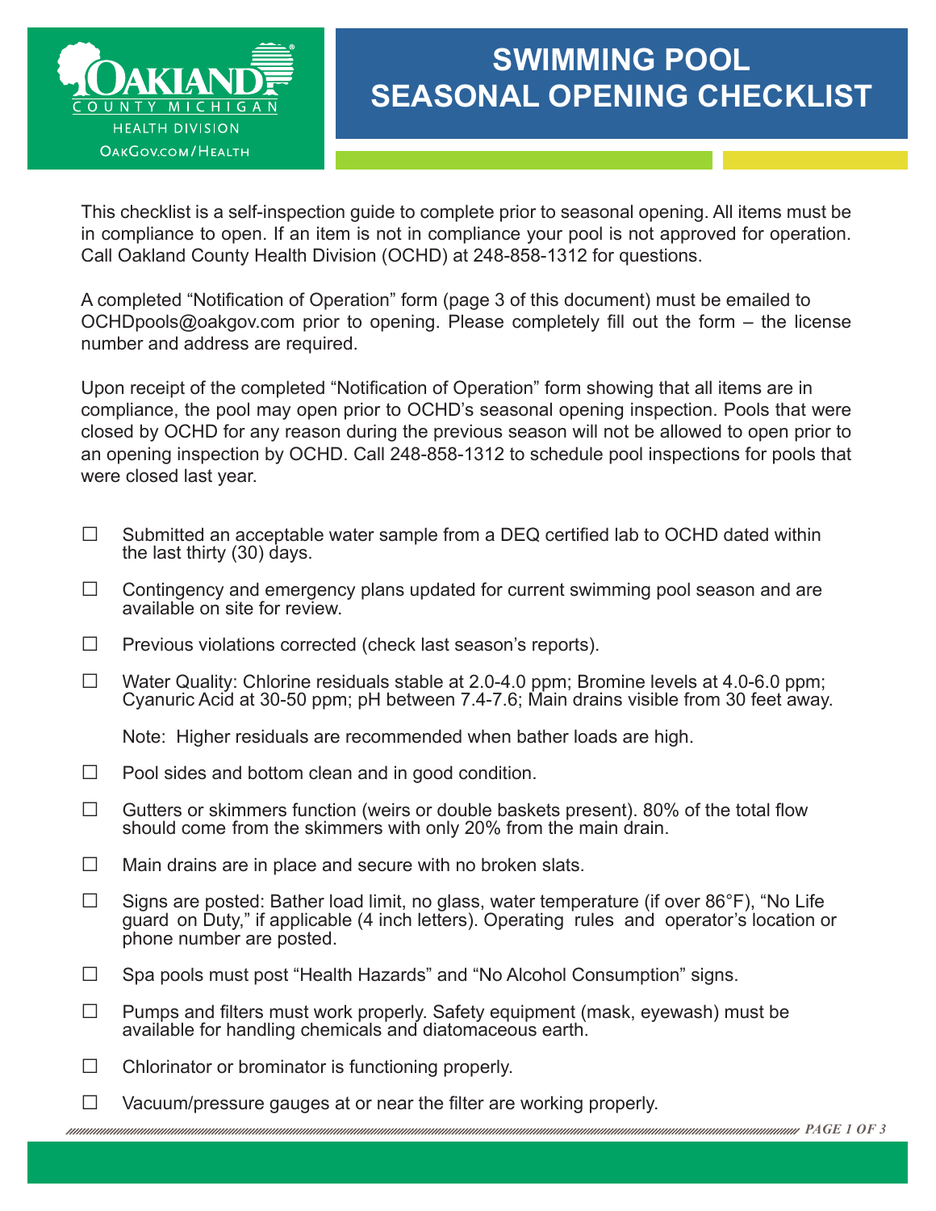Oakland County Michigan
Health Division
OakGov.com/Health

# SWIMMING POOL SEASONAL OPENING CHECKLIST

This checklist is a self-inspection guide to complete prior to seasonal opening. All items must be in compliance to open. If an item is not in compliance your pool is not approved for operation. Call Oakland County Health Division (OCHD) at 248-858-1312 for questions.

A completed "Notification of Operation" form (page 3 of this document) must be emailed to OCHDpools@oakgov.com prior to opening. Please completely fill out the form – the license number and address are required.

Upon receipt of the completed "Notification of Operation" form showing that all items are in compliance, the pool may open prior to OCHD's seasonal opening inspection. Pools that were closed by OCHD for any reason during the previous season will not be allowed to open prior to an opening inspection by OCHD. Call 248-858-1312 to schedule pool inspections for pools that were closed last year.

- ☐ Submitted an acceptable water sample from a DEQ certified lab to OCHD dated within the last thirty (30) days.
- ☐ Contingency and emergency plans updated for current swimming pool season and are available on site for review.
- ☐ Previous violations corrected (check last season's reports).
- ☐ Water Quality: Chlorine residuals stable at 2.0-4.0 ppm; Bromine levels at 4.0-6.0 ppm; Cyanuric Acid at 30-50 ppm; pH between 7.4-7.6; Main drains visible from 30 feet away.

  Note: Higher residuals are recommended when bather loads are high.
- ☐ Pool sides and bottom clean and in good condition.
- ☐ Gutters or skimmers function (weirs or double baskets present). 80% of the total flow should come from the skimmers with only 20% from the main drain.
- ☐ Main drains are in place and secure with no broken slats.
- ☐ Signs are posted: Bather load limit, no glass, water temperature (if over 86°F), "No Life guard on Duty," if applicable (4 inch letters). Operating rules and operator's location or phone number are posted.
- ☐ Spa pools must post "Health Hazards" and "No Alcohol Consumption" signs.
- ☐ Pumps and filters must work properly. Safety equipment (mask, eyewash) must be available for handling chemicals and diatomaceous earth.
- ☐ Chlorinator or brominator is functioning properly.
- ☐ Vacuum/pressure gauges at or near the filter are working properly.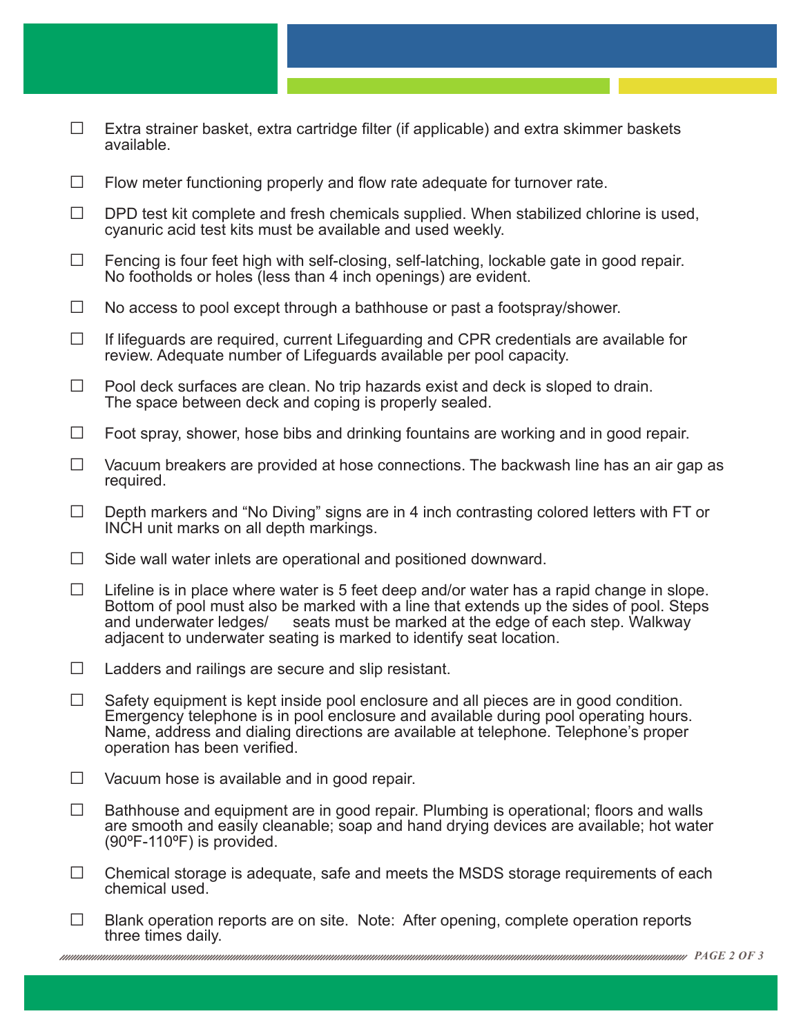- ☐ Extra strainer basket, extra cartridge filter (if applicable) and extra skimmer baskets available.
- ☐ Flow meter functioning properly and flow rate adequate for turnover rate.
- ☐ DPD test kit complete and fresh chemicals supplied. When stabilized chlorine is used, cyanuric acid test kits must be available and used weekly.
- ☐ Fencing is four feet high with self-closing, self-latching, lockable gate in good repair. No footholds or holes (less than 4 inch openings) are evident.
- ☐ No access to pool except through a bathhouse or past a footspray/shower.
- ☐ If lifeguards are required, current Lifeguarding and CPR credentials are available for review. Adequate number of Lifeguards available per pool capacity.
- ☐ Pool deck surfaces are clean. No trip hazards exist and deck is sloped to drain. The space between deck and coping is properly sealed.
- ☐ Foot spray, shower, hose bibs and drinking fountains are working and in good repair.
- ☐ Vacuum breakers are provided at hose connections. The backwash line has an air gap as required.
- ☐ Depth markers and "No Diving" signs are in 4 inch contrasting colored letters with FT or INCH unit marks on all depth markings.
- ☐ Side wall water inlets are operational and positioned downward.
- ☐ Lifeline is in place where water is 5 feet deep and/or water has a rapid change in slope. Bottom of pool must also be marked with a line that extends up the sides of pool. Steps and underwater ledges/ seats must be marked at the edge of each step. Walkway adjacent to underwater seating is marked to identify seat location.
- ☐ Ladders and railings are secure and slip resistant.
- ☐ Safety equipment is kept inside pool enclosure and all pieces are in good condition. Emergency telephone is in pool enclosure and available during pool operating hours. Name, address and dialing directions are available at telephone. Telephone's proper operation has been verified.
- ☐ Vacuum hose is available and in good repair.
- ☐ Bathhouse and equipment are in good repair. Plumbing is operational; floors and walls are smooth and easily cleanable; soap and hand drying devices are available; hot water (90ºF-110ºF) is provided.
- ☐ Chemical storage is adequate, safe and meets the MSDS storage requirements of each chemical used.
- ☐ Blank operation reports are on site. Note: After opening, complete operation reports three times daily.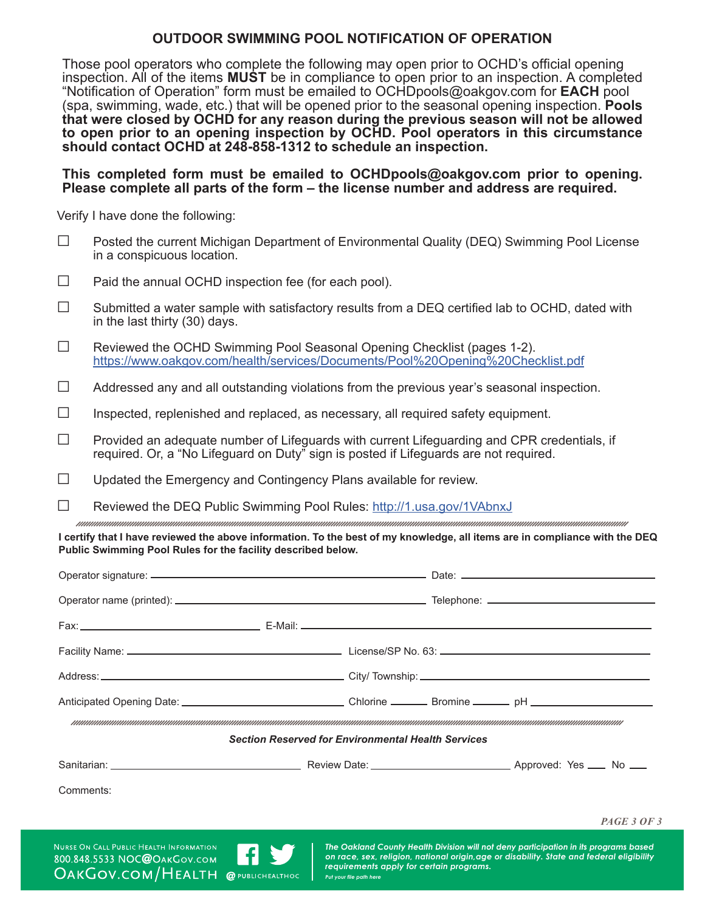# OUTDOOR SWIMMING POOL NOTIFICATION OF OPERATION

Those pool operators who complete the following may open prior to OCHD's official opening inspection. All of the items **MUST** be in compliance to open prior to an inspection. A completed "Notification of Operation" form must be emailed to OCHDpools@oakgov.com for **EACH** pool (spa, swimming, wade, etc.) that will be opened prior to the seasonal opening inspection. **Pools that were closed by OCHD for any reason during the previous season will not be allowed to open prior to an opening inspection by OCHD. Pool operators in this circumstance should contact OCHD at 248-858-1312 to schedule an inspection.**

**This completed form must be emailed to OCHDpools@oakgov.com prior to opening. Please complete all parts of the form – the license number and address are required.**

Verify I have done the following:

- ☐ Posted the current Michigan Department of Environmental Quality (DEQ) Swimming Pool License in a conspicuous location.
- ☐ Paid the annual OCHD inspection fee (for each pool).
- ☐ Submitted a water sample with satisfactory results from a DEQ certified lab to OCHD, dated with in the last thirty (30) days.
- ☐ Reviewed the OCHD Swimming Pool Seasonal Opening Checklist (pages 1-2). https://www.oakgov.com/health/services/Documents/Pool%20Opening%20Checklist.pdf
- ☐ Addressed any and all outstanding violations from the previous year's seasonal inspection.
- ☐ Inspected, replenished and replaced, as necessary, all required safety equipment.
- ☐ Provided an adequate number of Lifeguards with current Lifeguarding and CPR credentials, if required. Or, a "No Lifeguard on Duty" sign is posted if Lifeguards are not required.
- ☐ Updated the Emergency and Contingency Plans available for review.
- ☐ Reviewed the DEQ Public Swimming Pool Rules: http://1.usa.gov/1VAbnxJ

**I certify that I have reviewed the above information. To the best of my knowledge, all items are in compliance with the DEQ Public Swimming Pool Rules for the facility described below.**

Operator signature: ______________________ Date: ______________

Operator name (printed): ______________________ Telephone: ______________

Fax: ______________ E-Mail: ______________________

Facility Name: ______________________ License/SP No. 63: ______________

Address: ______________________ City/ Township: ______________

Anticipated Opening Date: ______________ Chlorine ______ Bromine ______ pH ______

***Section Reserved for Environmental Health Services***

Sanitarian: ______________ Review Date: ______________ Approved: Yes ____ No ____

Comments:

NURSE ON CALL PUBLIC HEALTH INFORMATION
800.848.5533 NOC@OAKGOV.COM
OAKGOV.COM/HEALTH @PUBLICHEALTHOC

*The Oakland County Health Division will not deny participation in its programs based on race, sex, religion, national origin,age or disability. State and federal eligibility requirements apply for certain programs.*

*Put your file path here*